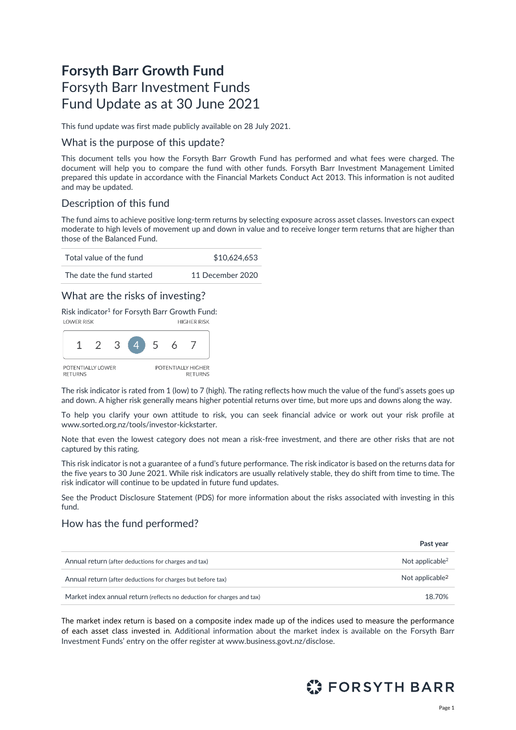# Forsyth Barr Growth Fund

Forsyth Barr Investment Funds
Fund Update as at 30 June 2021

This fund update was first made publicly available on 28 July 2021.

## What is the purpose of this update?

This document tells you how the Forsyth Barr Growth Fund has performed and what fees were charged. The document will help you to compare the fund with other funds. Forsyth Barr Investment Management Limited prepared this update in accordance with the Financial Markets Conduct Act 2013. This information is not audited and may be updated.

## Description of this fund

The fund aims to achieve positive long-term returns by selecting exposure across asset classes. Investors can expect moderate to high levels of movement up and down in value and to receive longer term returns that are higher than those of the Balanced Fund.

| | |
|---|---|
| Total value of the fund | $10,624,653 |
| The date the fund started | 11 December 2020 |

## What are the risks of investing?

Risk indicator[1] for Forsyth Barr Growth Fund:

LOWER RISK — HIGHER RISK

1 2 3 **4** 5 6 7

POTENTIALLY LOWER RETURNS — POTENTIALLY HIGHER RETURNS

The risk indicator is rated from 1 (low) to 7 (high). The rating reflects how much the value of the fund's assets goes up and down. A higher risk generally means higher potential returns over time, but more ups and downs along the way.

To help you clarify your own attitude to risk, you can seek financial advice or work out your risk profile at www.sorted.org.nz/tools/investor-kickstarter.

Note that even the lowest category does not mean a risk-free investment, and there are other risks that are not captured by this rating.

This risk indicator is not a guarantee of a fund's future performance. The risk indicator is based on the returns data for the five years to 30 June 2021. While risk indicators are usually relatively stable, they do shift from time to time. The risk indicator will continue to be updated in future fund updates.

See the Product Disclosure Statement (PDS) for more information about the risks associated with investing in this fund.

## How has the fund performed?

| | Past year |
|---|---|
| Annual return (after deductions for charges and tax) | Not applicable[2] |
| Annual return (after deductions for charges but before tax) | Not applicable[2] |
| Market index annual return (reflects no deduction for charges and tax) | 18.70% |

The market index return is based on a composite index made up of the indices used to measure the performance of each asset class invested in. Additional information about the market index is available on the Forsyth Barr Investment Funds' entry on the offer register at www.business.govt.nz/disclose.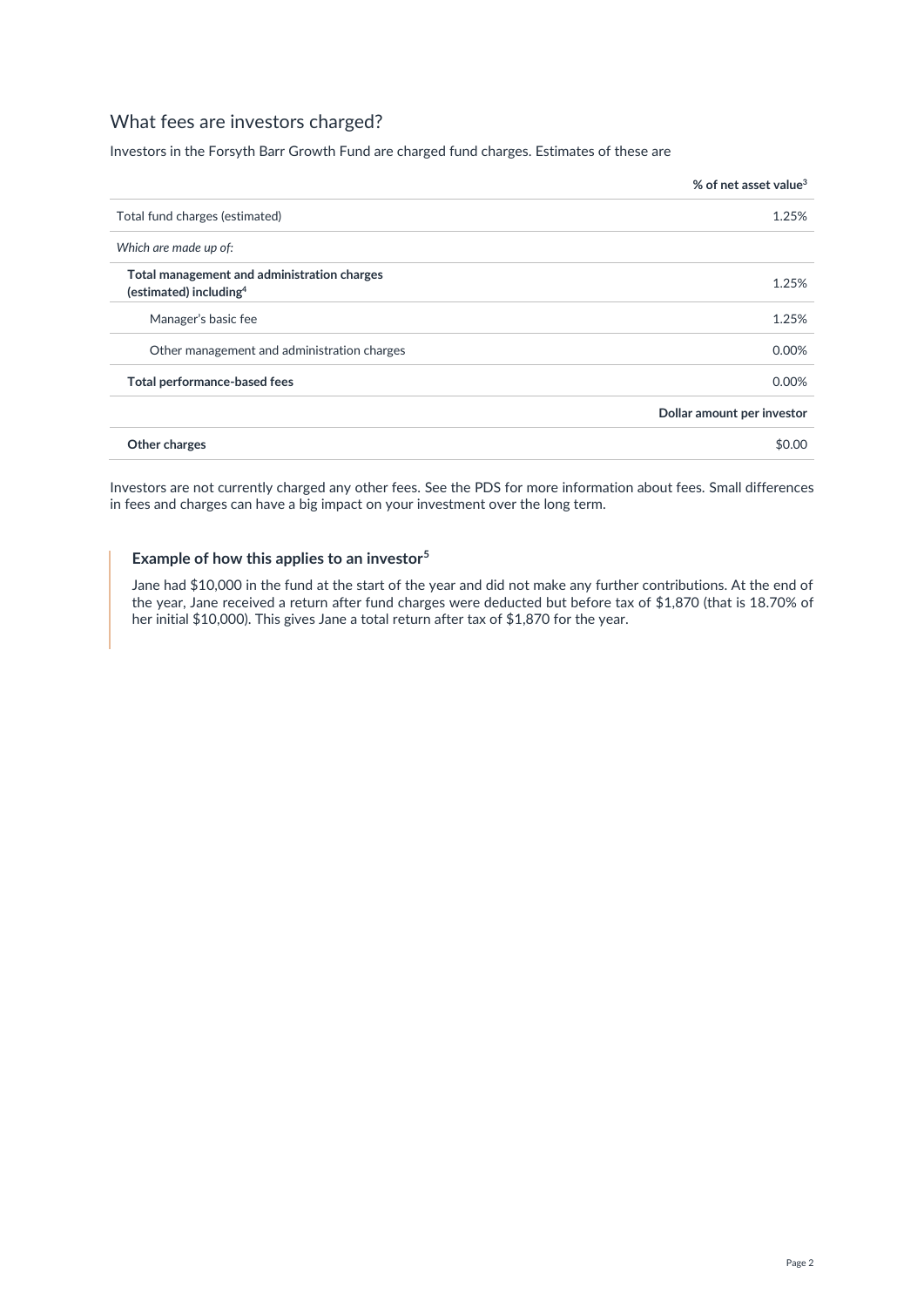## What fees are investors charged?

Investors in the Forsyth Barr Growth Fund are charged fund charges. Estimates of these are

| | % of net asset value[3] |
|---|---|
| Total fund charges (estimated) | 1.25% |
| *Which are made up of:* | |
| **Total management and administration charges (estimated) including[4]** | 1.25% |
| Manager's basic fee | 1.25% |
| Other management and administration charges | 0.00% |
| **Total performance-based fees** | 0.00% |
| | **Dollar amount per investor** |
| **Other charges** | $0.00 |

Investors are not currently charged any other fees. See the PDS for more information about fees. Small differences in fees and charges can have a big impact on your investment over the long term.

### Example of how this applies to an investor[5]

Jane had $10,000 in the fund at the start of the year and did not make any further contributions. At the end of the year, Jane received a return after fund charges were deducted but before tax of $1,870 (that is 18.70% of her initial $10,000). This gives Jane a total return after tax of $1,870 for the year.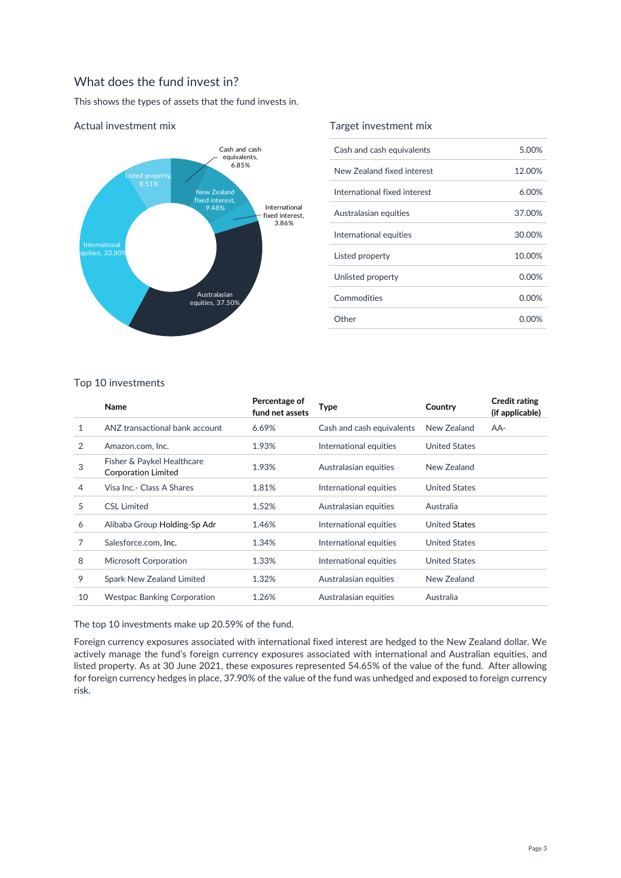## What does the fund invest in?

This shows the types of assets that the fund invests in.

### Actual investment mix

Cash and cash equivalents, 6.85%

New Zealand fixed interest, 9.48%

International fixed interest, 3.86%

Australasian equities, 37.50%

International equities, 33.80%

Listed property, 8.51%

### Target investment mix

| | |
|---|---|
| Cash and cash equivalents | 5.00% |
| New Zealand fixed interest | 12.00% |
| International fixed interest | 6.00% |
| Australasian equities | 37.00% |
| International equities | 30.00% |
| Listed property | 10.00% |
| Unlisted property | 0.00% |
| Commodities | 0.00% |
| Other | 0.00% |

### Top 10 investments

| | Name | Percentage of fund net assets | Type | Country | Credit rating (if applicable) |
|---|---|---|---|---|---|
| 1 | ANZ transactional bank account | 6.69% | Cash and cash equivalents | New Zealand | AA- |
| 2 | Amazon.com, Inc. | 1.93% | International equities | United States | |
| 3 | Fisher & Paykel Healthcare Corporation Limited | 1.93% | Australasian equities | New Zealand | |
| 4 | Visa Inc.- Class A Shares | 1.81% | International equities | United States | |
| 5 | CSL Limited | 1.52% | Australasian equities | Australia | |
| 6 | Alibaba Group Holding-Sp Adr | 1.46% | International equities | United States | |
| 7 | Salesforce.com, Inc. | 1.34% | International equities | United States | |
| 8 | Microsoft Corporation | 1.33% | International equities | United States | |
| 9 | Spark New Zealand Limited | 1.32% | Australasian equities | New Zealand | |
| 10 | Westpac Banking Corporation | 1.26% | Australasian equities | Australia | |

The top 10 investments make up 20.59% of the fund.

Foreign currency exposures associated with international fixed interest are hedged to the New Zealand dollar. We actively manage the fund's foreign currency exposures associated with international and Australian equities, and listed property. As at 30 June 2021, these exposures represented 54.65% of the value of the fund. After allowing for foreign currency hedges in place, 37.90% of the value of the fund was unhedged and exposed to foreign currency risk.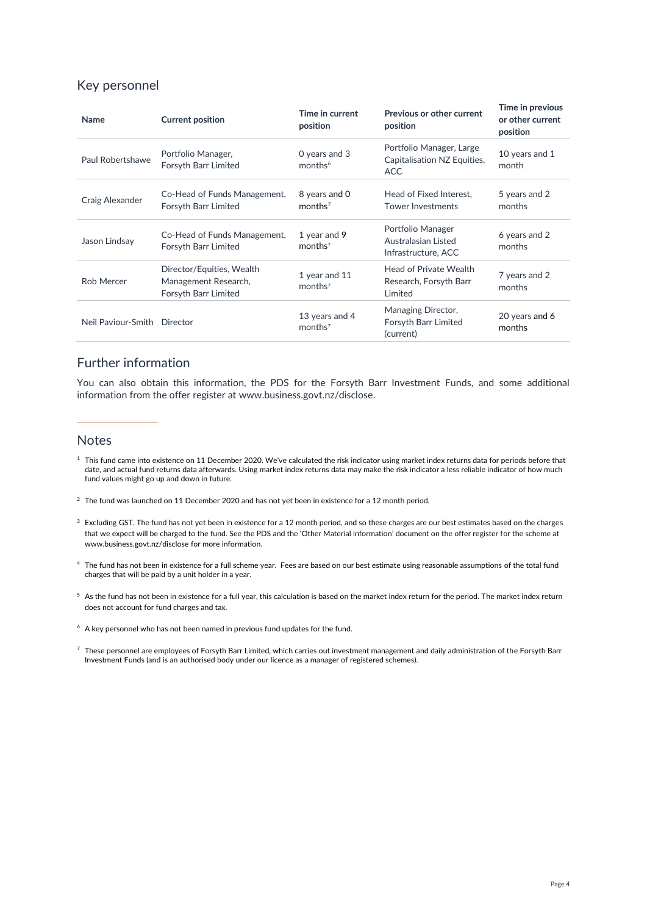## Key personnel

| Name | Current position | Time in current position | Previous or other current position | Time in previous or other current position |
|---|---|---|---|---|
| Paul Robertshawe | Portfolio Manager, Forsyth Barr Limited | 0 years and 3 months[6] | Portfolio Manager, Large Capitalisation NZ Equities, ACC | 10 years and 1 month |
| Craig Alexander | Co-Head of Funds Management, Forsyth Barr Limited | 8 years and 0 months[7] | Head of Fixed Interest, Tower Investments | 5 years and 2 months |
| Jason Lindsay | Co-Head of Funds Management, Forsyth Barr Limited | 1 year and 9 months[7] | Portfolio Manager Australasian Listed Infrastructure, ACC | 6 years and 2 months |
| Rob Mercer | Director/Equities, Wealth Management Research, Forsyth Barr Limited | 1 year and 11 months[7] | Head of Private Wealth Research, Forsyth Barr Limited | 7 years and 2 months |
| Neil Paviour-Smith | Director | 13 years and 4 months[7] | Managing Director, Forsyth Barr Limited (current) | 20 years and 6 months |

## Further information

You can also obtain this information, the PDS for the Forsyth Barr Investment Funds, and some additional information from the offer register at www.business.govt.nz/disclose.

## Notes

[1] This fund came into existence on 11 December 2020. We've calculated the risk indicator using market index returns data for periods before that date, and actual fund returns data afterwards. Using market index returns data may make the risk indicator a less reliable indicator of how much fund values might go up and down in future.

[2] The fund was launched on 11 December 2020 and has not yet been in existence for a 12 month period.

[3] Excluding GST. The fund has not yet been in existence for a 12 month period, and so these charges are our best estimates based on the charges that we expect will be charged to the fund. See the PDS and the 'Other Material information' document on the offer register for the scheme at www.business.govt.nz/disclose for more information.

[4] The fund has not been in existence for a full scheme year. Fees are based on our best estimate using reasonable assumptions of the total fund charges that will be paid by a unit holder in a year.

[5] As the fund has not been in existence for a full year, this calculation is based on the market index return for the period. The market index return does not account for fund charges and tax.

[6] A key personnel who has not been named in previous fund updates for the fund.

[7] These personnel are employees of Forsyth Barr Limited, which carries out investment management and daily administration of the Forsyth Barr Investment Funds (and is an authorised body under our licence as a manager of registered schemes).